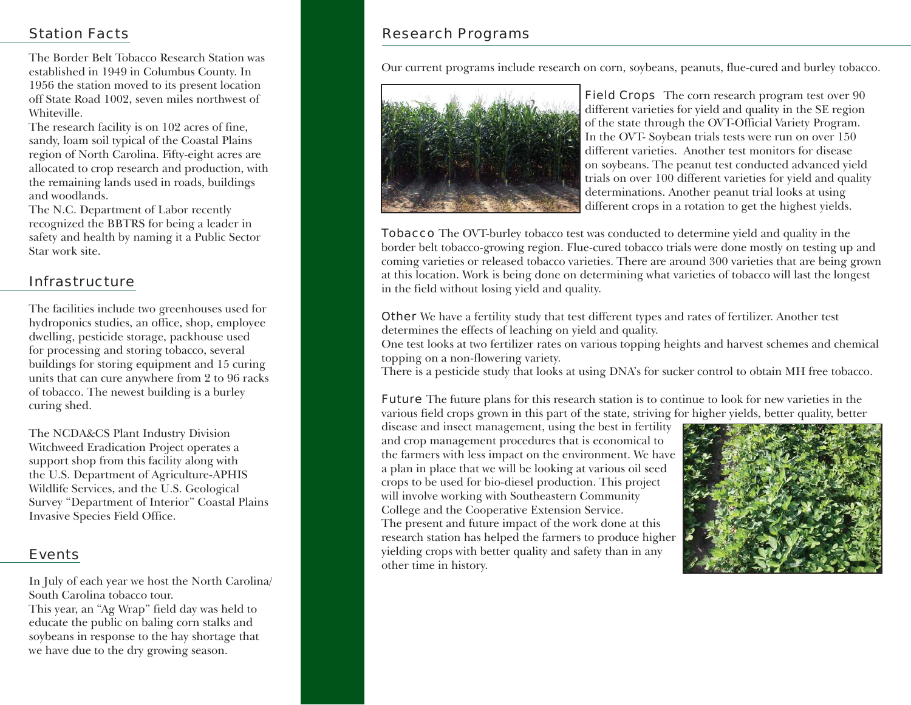## Station Facts

The Border Belt Tobacco Research Station was established in 1949 in Columbus County. In 1956 the station moved to its present location off State Road 1002, seven miles northwest of Whiteville.

The research facility is on 102 acres of fine, sandy, loam soil typical of the Coastal Plains region of North Carolina. Fifty-eight acres are allocated to crop research and production, with the remaining lands used in roads, buildings and woodlands.

The N.C. Department of Labor recently recognized the BBTRS for being a leader in safety and health by naming it a Public Sector Star work site.

## Infrastructure

The facilities include two greenhouses used for hydroponics studies, an office, shop, employee dwelling, pesticide storage, packhouse used for processing and storing tobacco, several buildings for storing equipment and 15 curing units that can cure anywhere from 2 to 96 racks of tobacco. The newest building is a burley curing shed.

The NCDA&CS Plant Industry Division Witchweed Eradication Project operates a support shop from this facility along with the U.S. Department of Agriculture-APHIS Wildlife Services, and the U.S. Geological Survey "Department of Interior" Coastal Plains Invasive Species Field Office.

## Events

In July of each year we host the North Carolina/South Carolina tobacco tour.

This year, an "Ag Wrap" field day was held to educate the public on baling corn stalks and soybeans in response to the hay shortage that we have due to the dry growing season.

## Research Programs

Our current programs include research on corn, soybeans, peanuts, flue-cured and burley tobacco.

**Field Crops** The corn research program test over 90 different varieties for yield and quality in the SE region of the state through the OVT-Official Variety Program. In the OVT- Soybean trials tests were run on over 150 different varieties. Another test monitors for disease on soybeans. The peanut test conducted advanced yield trials on over 100 different varieties for yield and quality determinations. Another peanut trial looks at using different crops in a rotation to get the highest yields.

**Tobacco** The OVT-burley tobacco test was conducted to determine yield and quality in the border belt tobacco-growing region. Flue-cured tobacco trials were done mostly on testing up and coming varieties or released tobacco varieties. There are around 300 varieties that are being grown at this location. Work is being done on determining what varieties of tobacco will last the longest in the field without losing yield and quality.

**Other** We have a fertility study that test different types and rates of fertilizer. Another test determines the effects of leaching on yield and quality.

One test looks at two fertilizer rates on various topping heights and harvest schemes and chemical topping on a non-flowering variety.

There is a pesticide study that looks at using DNA's for sucker control to obtain MH free tobacco.

**Future** The future plans for this research station is to continue to look for new varieties in the various field crops grown in this part of the state, striving for higher yields, better quality, better disease and insect management, using the best in fertility and crop management procedures that is economical to the farmers with less impact on the environment. We have a plan in place that we will be looking at various oil seed crops to be used for bio-diesel production. This project will involve working with Southeastern Community College and the Cooperative Extension Service.

The present and future impact of the work done at this research station has helped the farmers to produce higher yielding crops with better quality and safety than in any other time in history.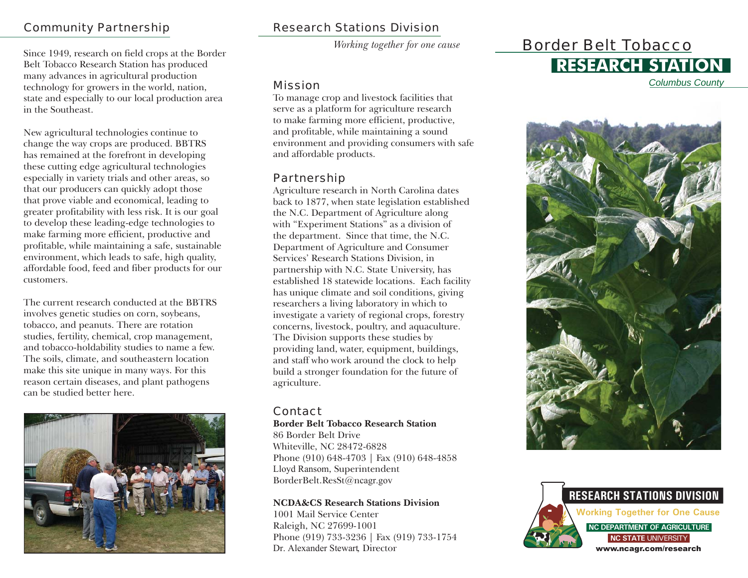## Community Partnership

Since 1949, research on field crops at the Border Belt Tobacco Research Station has produced many advances in agricultural production technology for growers in the world, nation, state and especially to our local production area in the Southeast.

New agricultural technologies continue to change the way crops are produced. BBTRS has remained at the forefront in developing these cutting edge agricultural technologies especially in variety trials and other areas, so that our producers can quickly adopt those that prove viable and economical, leading to greater profitability with less risk. It is our goal to develop these leading-edge technologies to make farming more efficient, productive and profitable, while maintaining a safe, sustainable environment, which leads to safe, high quality, affordable food, feed and fiber products for our customers.

The current research conducted at the BBTRS involves genetic studies on corn, soybeans, tobacco, and peanuts. There are rotation studies, fertility, chemical, crop management, and tobacco-holdability studies to name a few. The soils, climate, and southeastern location make this site unique in many ways. For this reason certain diseases, and plant pathogens can be studied better here.

## Research Stations Division

*Working together for one cause*

### Mission

To manage crop and livestock facilities that serve as a platform for agriculture research to make farming more efficient, productive, and profitable, while maintaining a sound environment and providing consumers with safe and affordable products.

### Partnership

Agriculture research in North Carolina dates back to 1877, when state legislation established the N.C. Department of Agriculture along with "Experiment Stations" as a division of the department. Since that time, the N.C. Department of Agriculture and Consumer Services' Research Stations Division, in partnership with N.C. State University, has established 18 statewide locations. Each facility has unique climate and soil conditions, giving researchers a living laboratory in which to investigate a variety of regional crops, forestry concerns, livestock, poultry, and aquaculture. The Division supports these studies by providing land, water, equipment, buildings, and staff who work around the clock to help build a stronger foundation for the future of agriculture.

### Contact

**Border Belt Tobacco Research Station**
86 Border Belt Drive
Whiteville, NC 28472-6828
Phone (910) 648-4703 | Fax (910) 648-4858
Lloyd Ransom, Superintendent
BorderBelt.ResSt@ncagr.gov

**NCDA&CS Research Stations Division**
1001 Mail Service Center
Raleigh, NC 27699-1001
Phone (919) 733-3236 | Fax (919) 733-1754
Dr. Alexander Stewart, Director

# Border Belt Tobacco RESEARCH STATION

*Columbus County*

**RESEARCH STATIONS DIVISION**

Working Together for One Cause

NC DEPARTMENT OF AGRICULTURE

NC STATE UNIVERSITY

www.ncagr.com/research